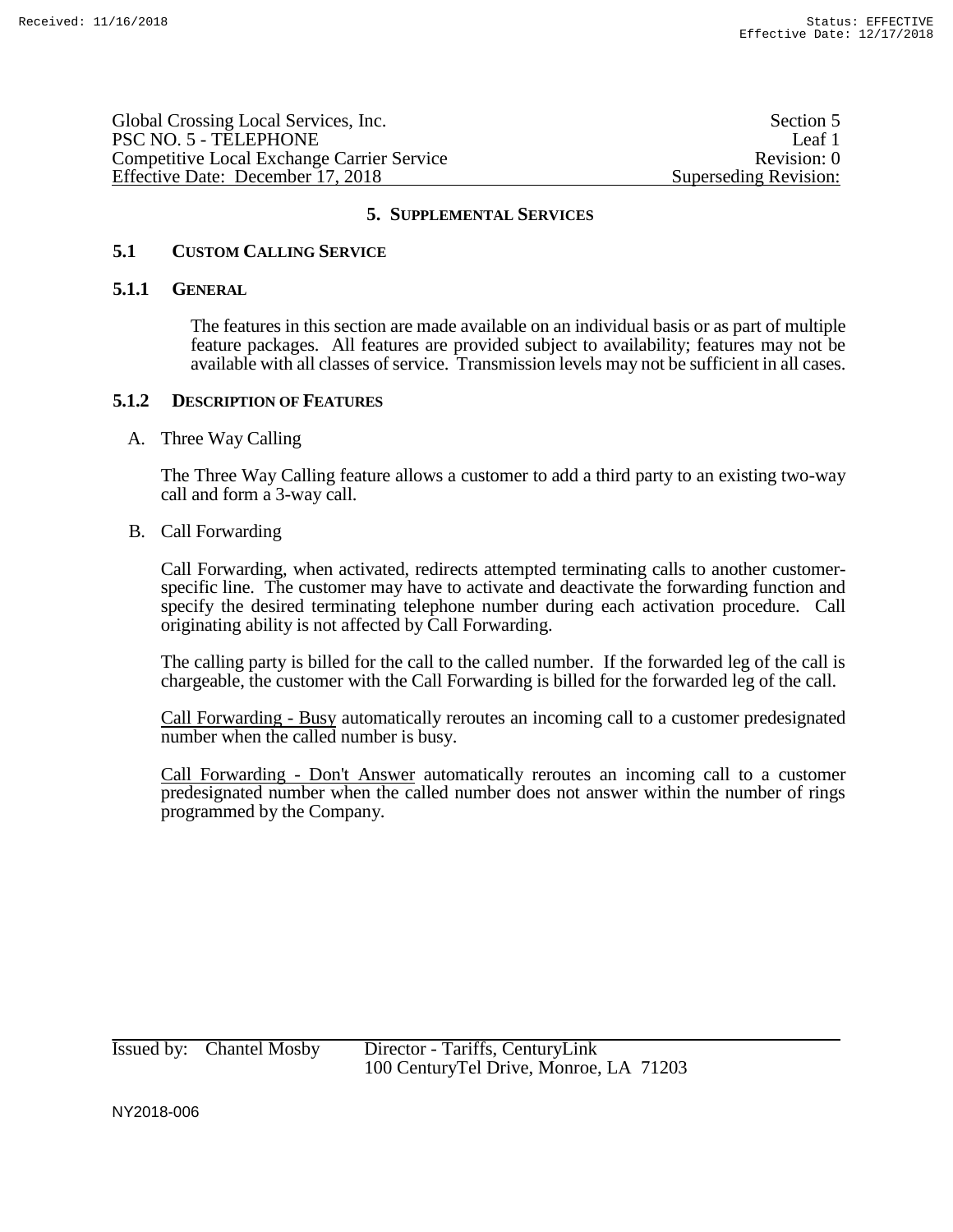## 5. SUPPLEMENTAL SERVICES

### 5.1 CUSTOM CALLING SERVICE

#### 5.1.1 GENERAL

The features in this section are made available on an individual basis or as part of multiple feature packages. All features are provided subject to availability; features may not be available with all classes of service. Transmission levels may not be sufficient in all cases.

#### 5.1.2 DESCRIPTION OF FEATURES

A. Three Way Calling

The Three Way Calling feature allows a customer to add a third party to an existing two-way call and form a 3-way call.

B. Call Forwarding

Call Forwarding, when activated, redirects attempted terminating calls to another customer-specific line. The customer may have to activate and deactivate the forwarding function and specify the desired terminating telephone number during each activation procedure. Call originating ability is not affected by Call Forwarding.

The calling party is billed for the call to the called number. If the forwarded leg of the call is chargeable, the customer with the Call Forwarding is billed for the forwarded leg of the call.

Call Forwarding - Busy automatically reroutes an incoming call to a customer predesignated number when the called number is busy.

Call Forwarding - Don't Answer automatically reroutes an incoming call to a customer predesignated number when the called number does not answer within the number of rings programmed by the Company.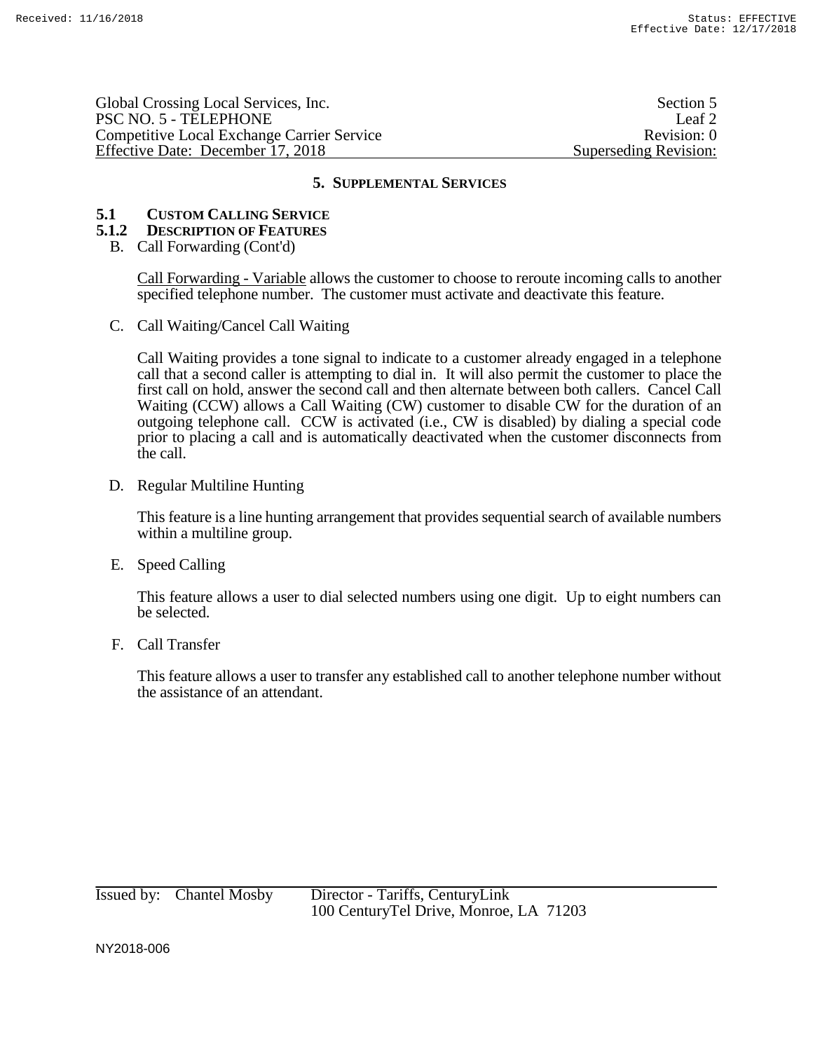Global Crossing Local Services, Inc. — Section 5
PSC NO. 5 - TELEPHONE — Leaf 2
Competitive Local Exchange Carrier Service — Revision: 0
Effective Date: December 17, 2018 — Superseding Revision:

## 5. SUPPLEMENTAL SERVICES

### 5.1 CUSTOM CALLING SERVICE

### 5.1.2 DESCRIPTION OF FEATURES

B. Call Forwarding (Cont'd)

Call Forwarding - Variable allows the customer to choose to reroute incoming calls to another specified telephone number. The customer must activate and deactivate this feature.

C. Call Waiting/Cancel Call Waiting

Call Waiting provides a tone signal to indicate to a customer already engaged in a telephone call that a second caller is attempting to dial in. It will also permit the customer to place the first call on hold, answer the second call and then alternate between both callers. Cancel Call Waiting (CCW) allows a Call Waiting (CW) customer to disable CW for the duration of an outgoing telephone call. CCW is activated (i.e., CW is disabled) by dialing a special code prior to placing a call and is automatically deactivated when the customer disconnects from the call.

D. Regular Multiline Hunting

This feature is a line hunting arrangement that provides sequential search of available numbers within a multiline group.

E. Speed Calling

This feature allows a user to dial selected numbers using one digit. Up to eight numbers can be selected.

F. Call Transfer

This feature allows a user to transfer any established call to another telephone number without the assistance of an attendant.

Issued by: Chantel Mosby — Director - Tariffs, CenturyLink, 100 CenturyTel Drive, Monroe, LA 71203

NY2018-006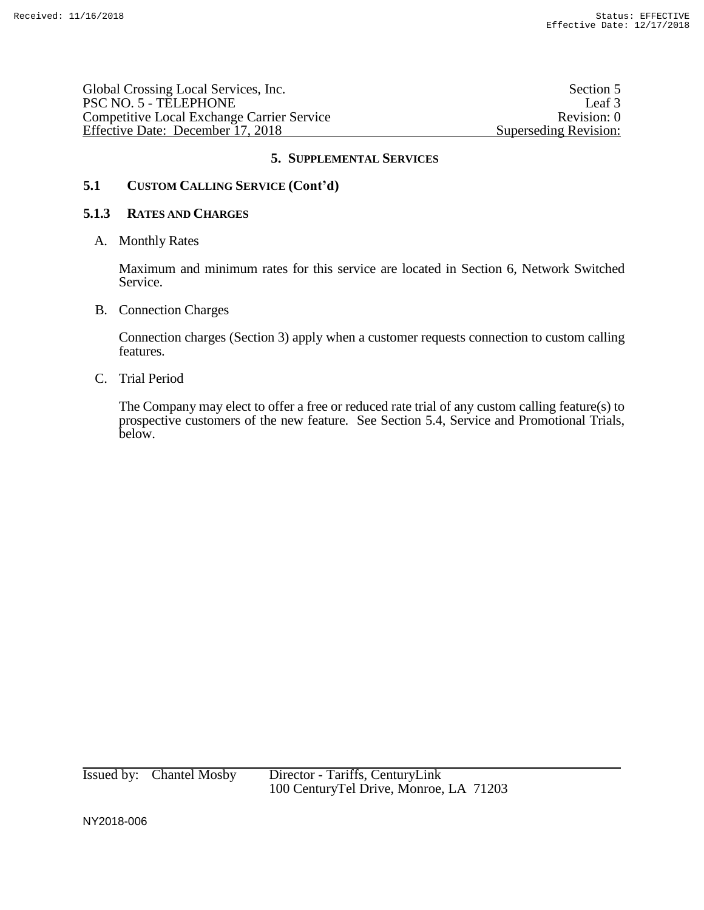## 5. SUPPLEMENTAL SERVICES

### 5.1 CUSTOM CALLING SERVICE (Cont'd)

#### 5.1.3 RATES AND CHARGES

A. Monthly Rates

Maximum and minimum rates for this service are located in Section 6, Network Switched Service.

B. Connection Charges

Connection charges (Section 3) apply when a customer requests connection to custom calling features.

C. Trial Period

The Company may elect to offer a free or reduced rate trial of any custom calling feature(s) to prospective customers of the new feature. See Section 5.4, Service and Promotional Trials, below.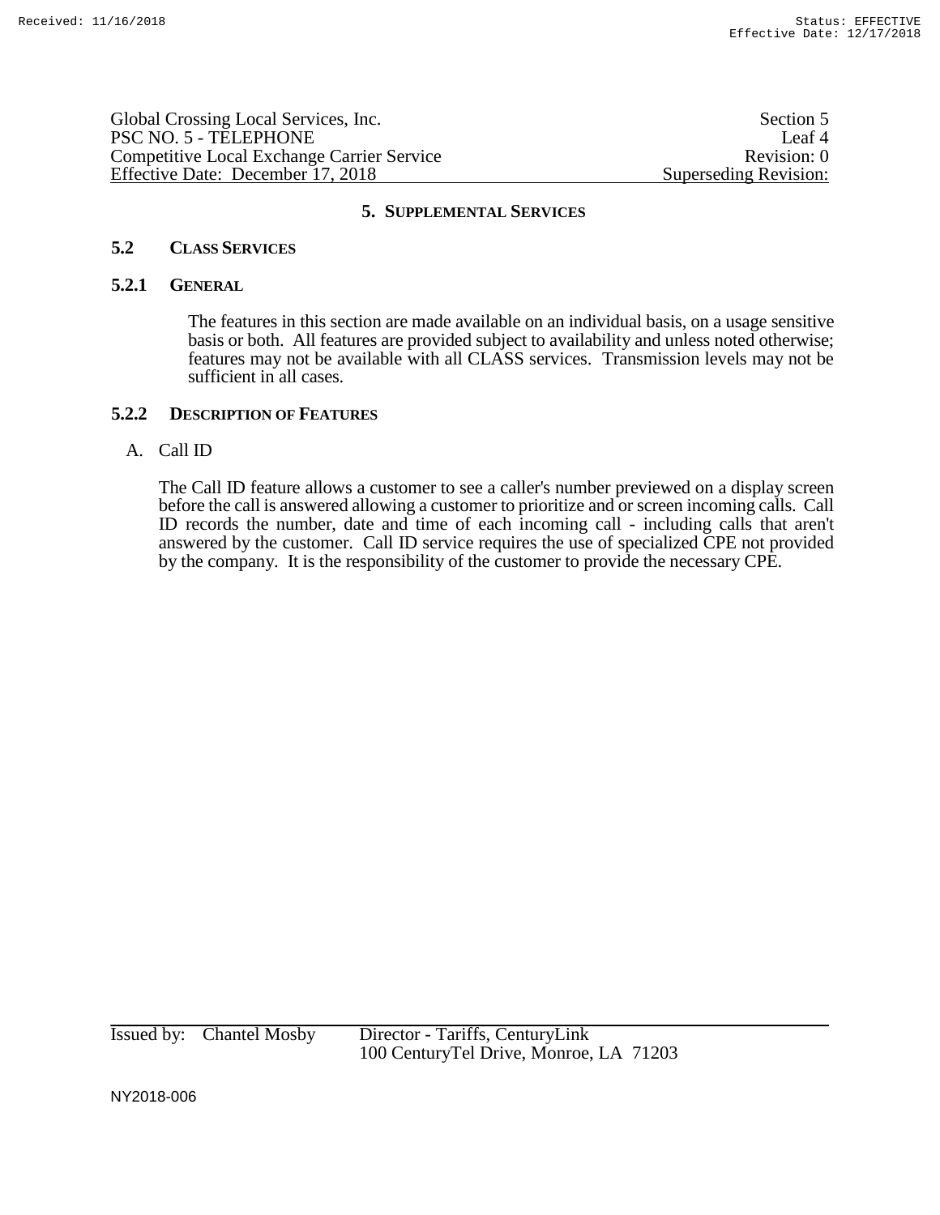## 5. SUPPLEMENTAL SERVICES

### 5.2 CLASS SERVICES

#### 5.2.1 GENERAL

The features in this section are made available on an individual basis, on a usage sensitive basis or both. All features are provided subject to availability and unless noted otherwise; features may not be available with all CLASS services. Transmission levels may not be sufficient in all cases.

#### 5.2.2 DESCRIPTION OF FEATURES

A. Call ID

The Call ID feature allows a customer to see a caller's number previewed on a display screen before the call is answered allowing a customer to prioritize and or screen incoming calls. Call ID records the number, date and time of each incoming call - including calls that aren't answered by the customer. Call ID service requires the use of specialized CPE not provided by the company. It is the responsibility of the customer to provide the necessary CPE.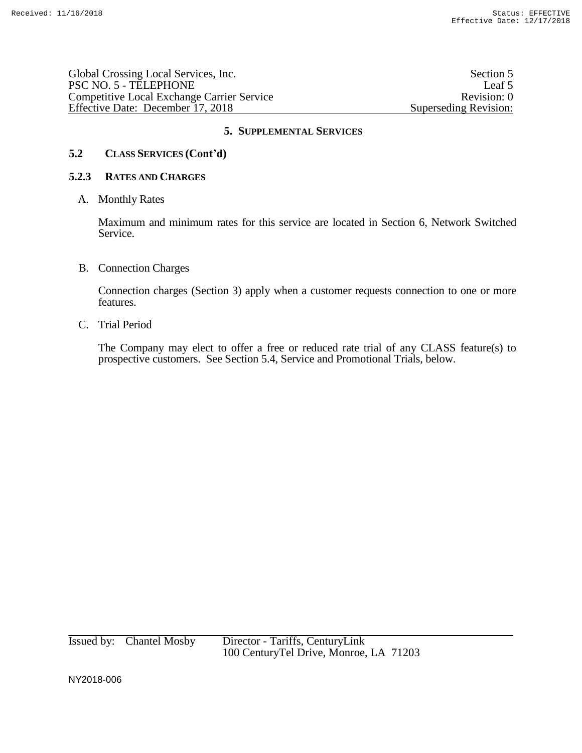## 5. SUPPLEMENTAL SERVICES

### 5.2 CLASS SERVICES (Cont'd)

### 5.2.3 RATES AND CHARGES

A. Monthly Rates

Maximum and minimum rates for this service are located in Section 6, Network Switched Service.

B. Connection Charges

Connection charges (Section 3) apply when a customer requests connection to one or more features.

C. Trial Period

The Company may elect to offer a free or reduced rate trial of any CLASS feature(s) to prospective customers. See Section 5.4, Service and Promotional Trials, below.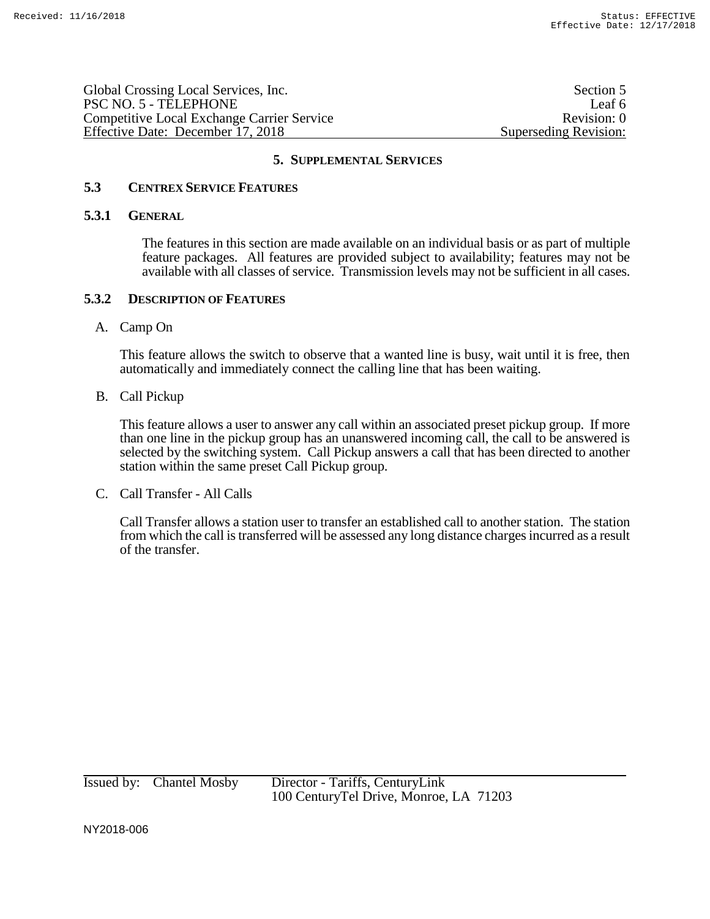## 5. SUPPLEMENTAL SERVICES

### 5.3 CENTREX SERVICE FEATURES

#### 5.3.1 GENERAL

The features in this section are made available on an individual basis or as part of multiple feature packages. All features are provided subject to availability; features may not be available with all classes of service. Transmission levels may not be sufficient in all cases.

#### 5.3.2 DESCRIPTION OF FEATURES

A. Camp On

This feature allows the switch to observe that a wanted line is busy, wait until it is free, then automatically and immediately connect the calling line that has been waiting.

B. Call Pickup

This feature allows a user to answer any call within an associated preset pickup group. If more than one line in the pickup group has an unanswered incoming call, the call to be answered is selected by the switching system. Call Pickup answers a call that has been directed to another station within the same preset Call Pickup group.

C. Call Transfer - All Calls

Call Transfer allows a station user to transfer an established call to another station. The station from which the call is transferred will be assessed any long distance charges incurred as a result of the transfer.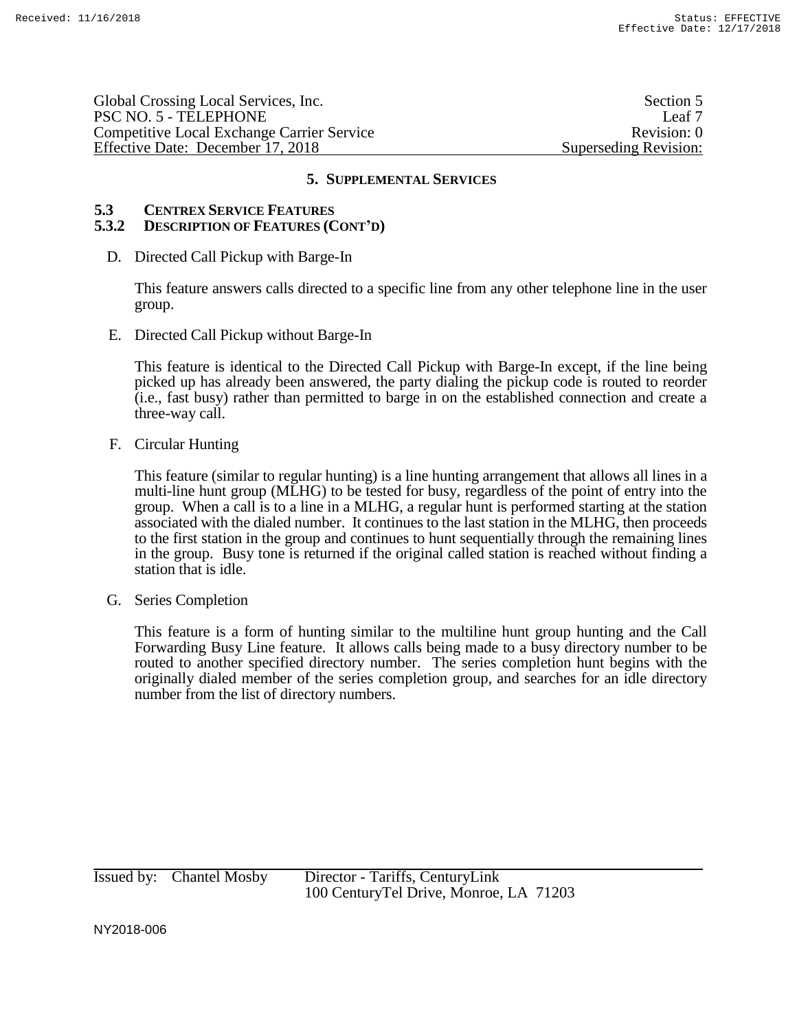## 5. SUPPLEMENTAL SERVICES

### 5.3 CENTREX SERVICE FEATURES

### 5.3.2 DESCRIPTION OF FEATURES (CONT'D)

D. Directed Call Pickup with Barge-In

This feature answers calls directed to a specific line from any other telephone line in the user group.

E. Directed Call Pickup without Barge-In

This feature is identical to the Directed Call Pickup with Barge-In except, if the line being picked up has already been answered, the party dialing the pickup code is routed to reorder (i.e., fast busy) rather than permitted to barge in on the established connection and create a three-way call.

F. Circular Hunting

This feature (similar to regular hunting) is a line hunting arrangement that allows all lines in a multi-line hunt group (MLHG) to be tested for busy, regardless of the point of entry into the group. When a call is to a line in a MLHG, a regular hunt is performed starting at the station associated with the dialed number. It continues to the last station in the MLHG, then proceeds to the first station in the group and continues to hunt sequentially through the remaining lines in the group. Busy tone is returned if the original called station is reached without finding a station that is idle.

G. Series Completion

This feature is a form of hunting similar to the multiline hunt group hunting and the Call Forwarding Busy Line feature. It allows calls being made to a busy directory number to be routed to another specified directory number. The series completion hunt begins with the originally dialed member of the series completion group, and searches for an idle directory number from the list of directory numbers.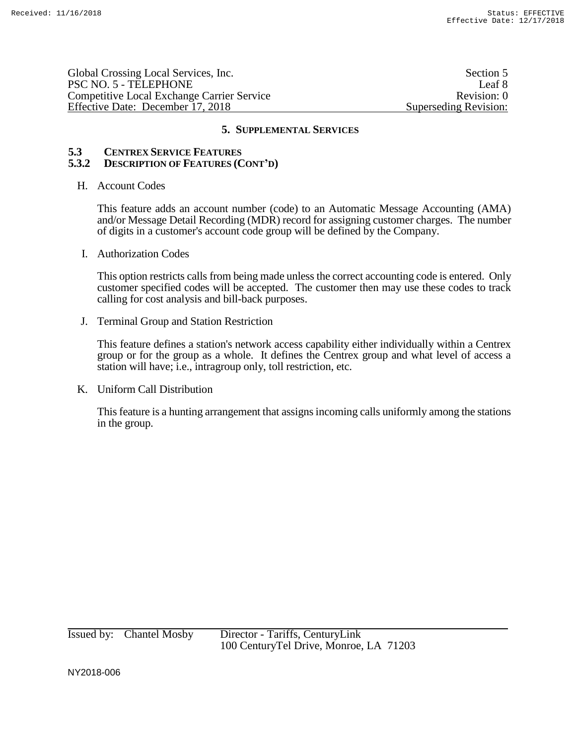Global Crossing Local Services, Inc.
PSC NO. 5 - TELEPHONE
Competitive Local Exchange Carrier Service
Effective Date: December 17, 2018

Section 5
Leaf 8
Revision: 0
Superseding Revision:

## 5. SUPPLEMENTAL SERVICES

### 5.3 CENTREX SERVICE FEATURES

### 5.3.2 DESCRIPTION OF FEATURES (CONT'D)

H. Account Codes

This feature adds an account number (code) to an Automatic Message Accounting (AMA) and/or Message Detail Recording (MDR) record for assigning customer charges. The number of digits in a customer's account code group will be defined by the Company.

I. Authorization Codes

This option restricts calls from being made unless the correct accounting code is entered. Only customer specified codes will be accepted. The customer then may use these codes to track calling for cost analysis and bill-back purposes.

J. Terminal Group and Station Restriction

This feature defines a station's network access capability either individually within a Centrex group or for the group as a whole. It defines the Centrex group and what level of access a station will have; i.e., intragroup only, toll restriction, etc.

K. Uniform Call Distribution

This feature is a hunting arrangement that assigns incoming calls uniformly among the stations in the group.

Issued by: Chantel Mosby Director - Tariffs, CenturyLink
100 CenturyTel Drive, Monroe, LA 71203

NY2018-006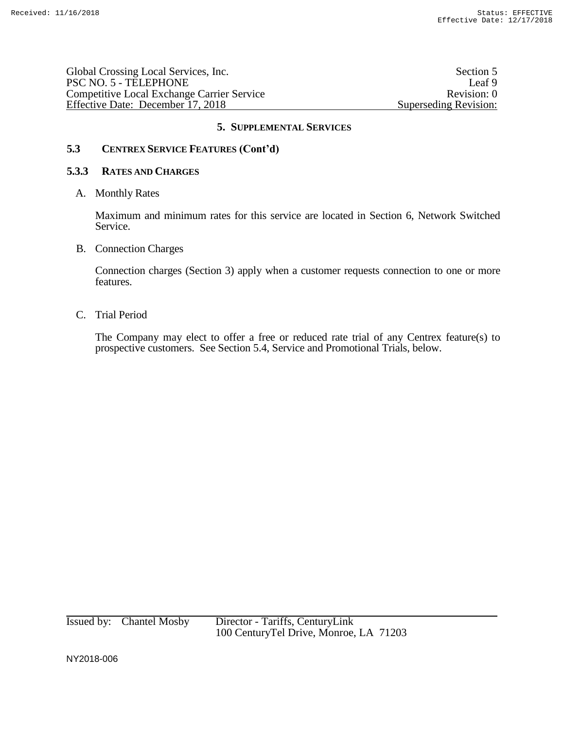## 5. Supplemental Services

### 5.3 Centrex Service Features (Cont'd)

#### 5.3.3 Rates and Charges

A. Monthly Rates

Maximum and minimum rates for this service are located in Section 6, Network Switched Service.

B. Connection Charges

Connection charges (Section 3) apply when a customer requests connection to one or more features.

C. Trial Period

The Company may elect to offer a free or reduced rate trial of any Centrex feature(s) to prospective customers. See Section 5.4, Service and Promotional Trials, below.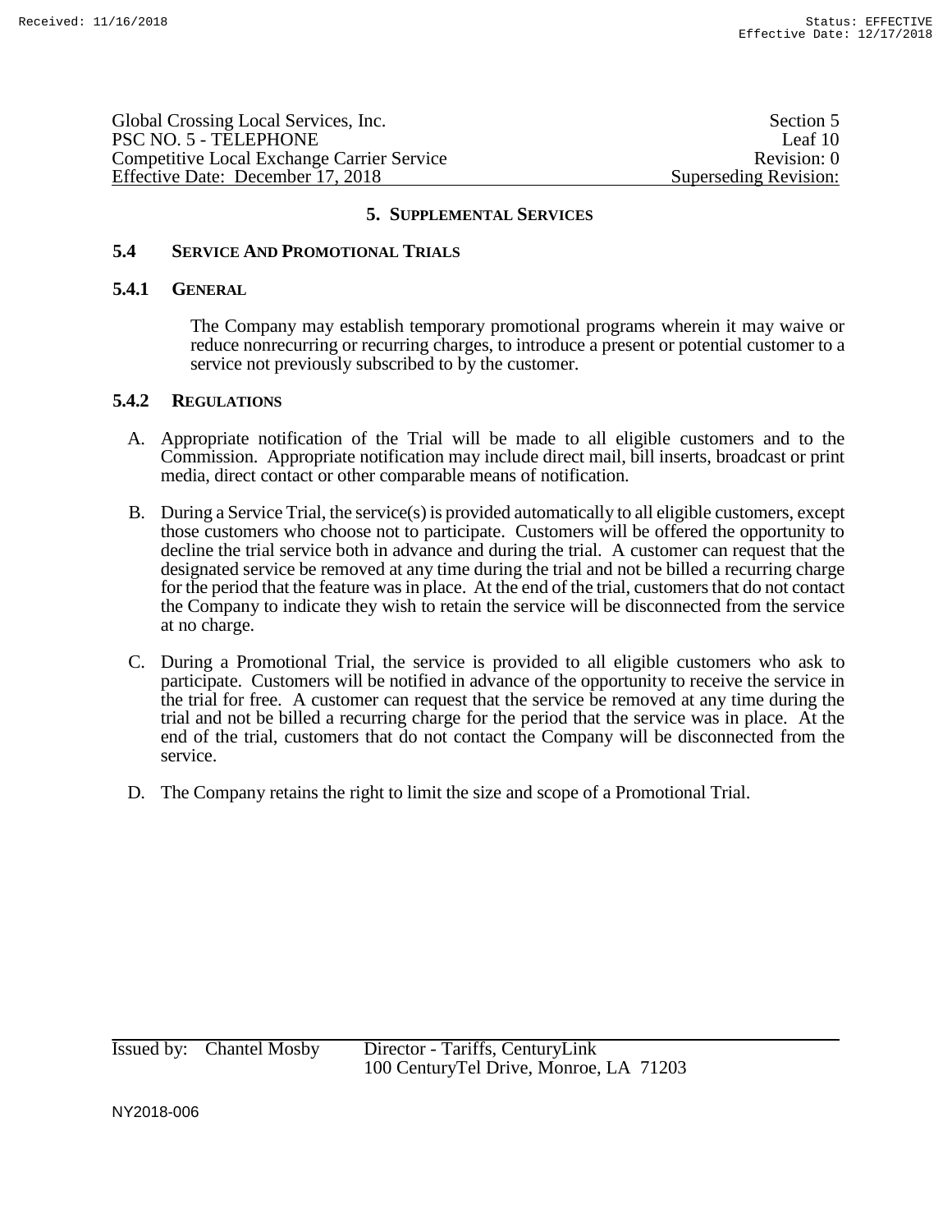Global Crossing Local Services, Inc. — Section 5
PSC NO. 5 - TELEPHONE — Leaf 10
Competitive Local Exchange Carrier Service — Revision: 0
Effective Date: December 17, 2018 — Superseding Revision:

## 5. SUPPLEMENTAL SERVICES

### 5.4 SERVICE AND PROMOTIONAL TRIALS

#### 5.4.1 GENERAL

The Company may establish temporary promotional programs wherein it may waive or reduce nonrecurring or recurring charges, to introduce a present or potential customer to a service not previously subscribed to by the customer.

#### 5.4.2 REGULATIONS

A. Appropriate notification of the Trial will be made to all eligible customers and to the Commission. Appropriate notification may include direct mail, bill inserts, broadcast or print media, direct contact or other comparable means of notification.

B. During a Service Trial, the service(s) is provided automatically to all eligible customers, except those customers who choose not to participate. Customers will be offered the opportunity to decline the trial service both in advance and during the trial. A customer can request that the designated service be removed at any time during the trial and not be billed a recurring charge for the period that the feature was in place. At the end of the trial, customers that do not contact the Company to indicate they wish to retain the service will be disconnected from the service at no charge.

C. During a Promotional Trial, the service is provided to all eligible customers who ask to participate. Customers will be notified in advance of the opportunity to receive the service in the trial for free. A customer can request that the service be removed at any time during the trial and not be billed a recurring charge for the period that the service was in place. At the end of the trial, customers that do not contact the Company will be disconnected from the service.

D. The Company retains the right to limit the size and scope of a Promotional Trial.

Issued by: Chantel Mosby — Director - Tariffs, CenturyLink
100 CenturyTel Drive, Monroe, LA 71203

NY2018-006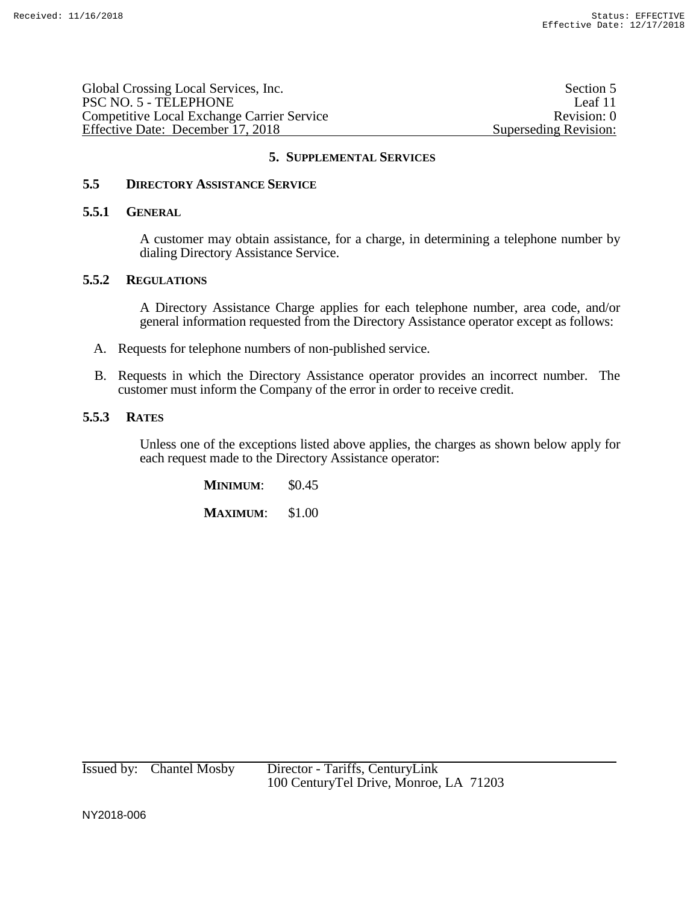## 5. SUPPLEMENTAL SERVICES

### 5.5 DIRECTORY ASSISTANCE SERVICE

#### 5.5.1 GENERAL

A customer may obtain assistance, for a charge, in determining a telephone number by dialing Directory Assistance Service.

#### 5.5.2 REGULATIONS

A Directory Assistance Charge applies for each telephone number, area code, and/or general information requested from the Directory Assistance operator except as follows:

A. Requests for telephone numbers of non-published service.

B. Requests in which the Directory Assistance operator provides an incorrect number. The customer must inform the Company of the error in order to receive credit.

#### 5.5.3 RATES

Unless one of the exceptions listed above applies, the charges as shown below apply for each request made to the Directory Assistance operator:

**MINIMUM**: $0.45

**MAXIMUM**: $1.00

Issued by: Chantel Mosby Director - Tariffs, CenturyLink
100 CenturyTel Drive, Monroe, LA 71203

NY2018-006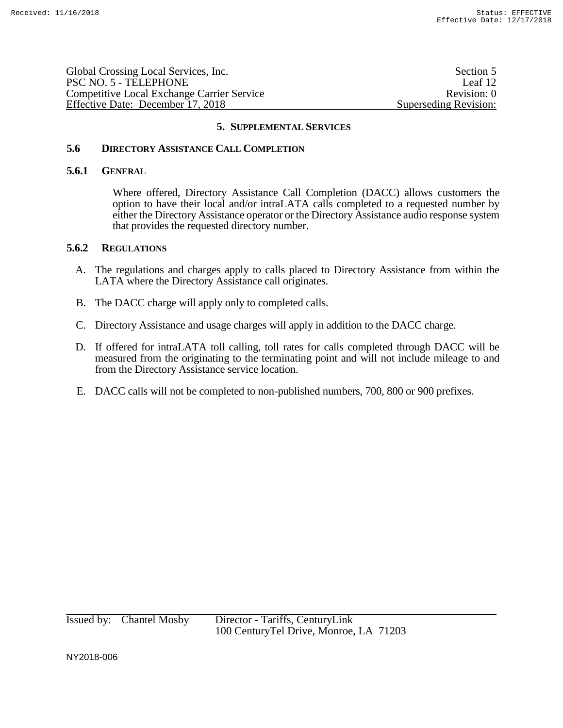## 5. Supplemental Services

### 5.6 Directory Assistance Call Completion

#### 5.6.1 General

Where offered, Directory Assistance Call Completion (DACC) allows customers the option to have their local and/or intraLATA calls completed to a requested number by either the Directory Assistance operator or the Directory Assistance audio response system that provides the requested directory number.

#### 5.6.2 Regulations

A. The regulations and charges apply to calls placed to Directory Assistance from within the LATA where the Directory Assistance call originates.

B. The DACC charge will apply only to completed calls.

C. Directory Assistance and usage charges will apply in addition to the DACC charge.

D. If offered for intraLATA toll calling, toll rates for calls completed through DACC will be measured from the originating to the terminating point and will not include mileage to and from the Directory Assistance service location.

E. DACC calls will not be completed to non-published numbers, 700, 800 or 900 prefixes.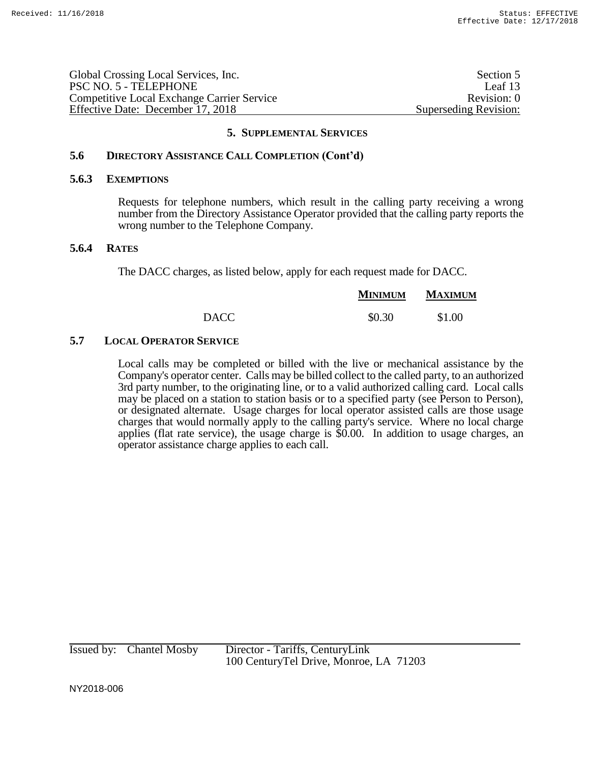## 5. SUPPLEMENTAL SERVICES

### 5.6 DIRECTORY ASSISTANCE CALL COMPLETION (Cont'd)

#### 5.6.3 EXEMPTIONS

Requests for telephone numbers, which result in the calling party receiving a wrong number from the Directory Assistance Operator provided that the calling party reports the wrong number to the Telephone Company.

#### 5.6.4 RATES

The DACC charges, as listed below, apply for each request made for DACC.

| | MINIMUM | MAXIMUM |
|---|---|---|
| DACC | $0.30 | $1.00 |

### 5.7 LOCAL OPERATOR SERVICE

Local calls may be completed or billed with the live or mechanical assistance by the Company's operator center. Calls may be billed collect to the called party, to an authorized 3rd party number, to the originating line, or to a valid authorized calling card. Local calls may be placed on a station to station basis or to a specified party (see Person to Person), or designated alternate. Usage charges for local operator assisted calls are those usage charges that would normally apply to the calling party's service. Where no local charge applies (flat rate service), the usage charge is $0.00. In addition to usage charges, an operator assistance charge applies to each call.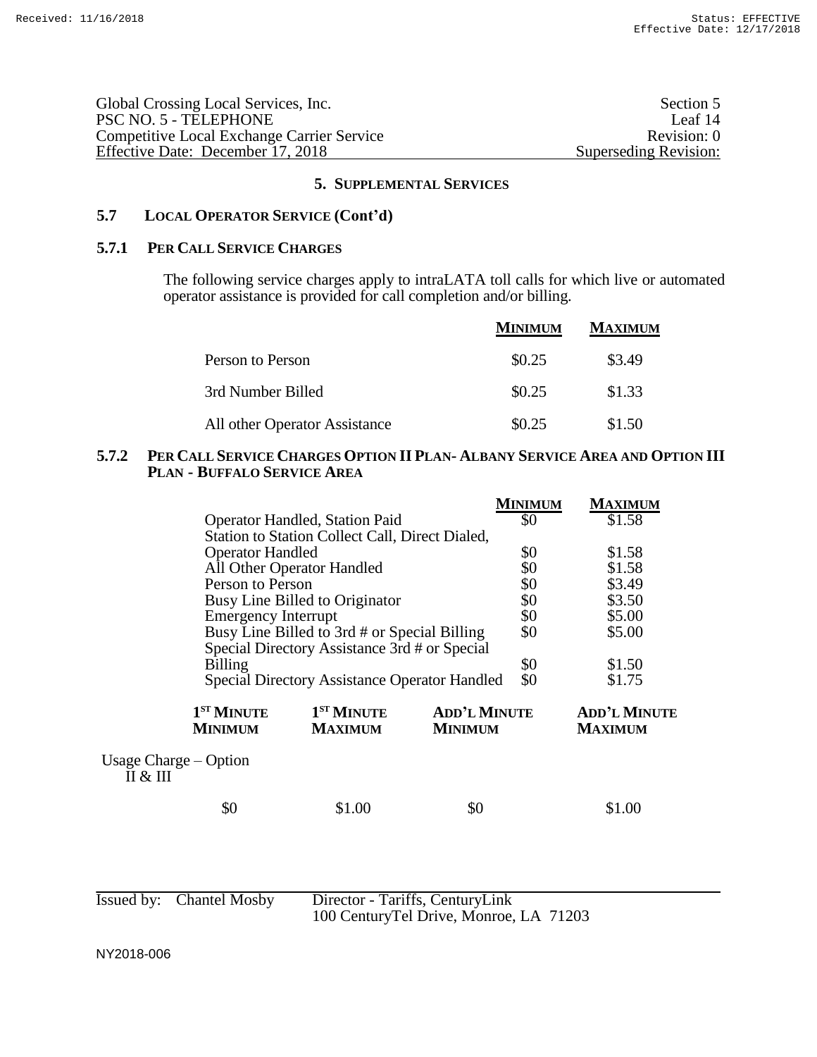Global Crossing Local Services, Inc. — Section 5
PSC NO. 5 - TELEPHONE — Leaf 14
Competitive Local Exchange Carrier Service — Revision: 0
Effective Date: December 17, 2018 — Superseding Revision:

## 5. SUPPLEMENTAL SERVICES

### 5.7 LOCAL OPERATOR SERVICE (Cont'd)

#### 5.7.1 PER CALL SERVICE CHARGES

The following service charges apply to intraLATA toll calls for which live or automated operator assistance is provided for call completion and/or billing.

| | MINIMUM | MAXIMUM |
|---|---|---|
| Person to Person | $0.25 | $3.49 |
| 3rd Number Billed | $0.25 | $1.33 |
| All other Operator Assistance | $0.25 | $1.50 |

#### 5.7.2 PER CALL SERVICE CHARGES OPTION II PLAN- ALBANY SERVICE AREA AND OPTION III PLAN - BUFFALO SERVICE AREA

| | MINIMUM | MAXIMUM |
|---|---|---|
| Operator Handled, Station Paid | $0 | $1.58 |
| Station to Station Collect Call, Direct Dialed, Operator Handled | $0 | $1.58 |
| All Other Operator Handled | $0 | $1.58 |
| Person to Person | $0 | $3.49 |
| Busy Line Billed to Originator | $0 | $3.50 |
| Emergency Interrupt | $0 | $5.00 |
| Busy Line Billed to 3rd # or Special Billing | $0 | $5.00 |
| Special Directory Assistance 3rd # or Special Billing | $0 | $1.50 |
| Special Directory Assistance Operator Handled | $0 | $1.75 |

| | 1ST MINUTE MINIMUM | 1ST MINUTE MAXIMUM | ADD'L MINUTE MINIMUM | ADD'L MINUTE MAXIMUM |
|---|---|---|---|---|
| Usage Charge – Option II & III | $0 | $1.00 | $0 | $1.00 |

Issued by: Chantel Mosby, Director - Tariffs, CenturyLink
100 CenturyTel Drive, Monroe, LA 71203

NY2018-006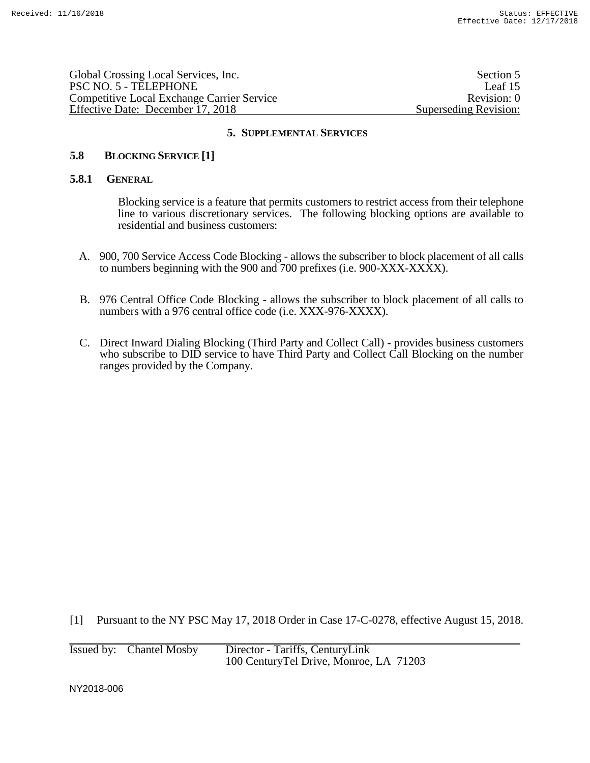## 5. SUPPLEMENTAL SERVICES

### 5.8 BLOCKING SERVICE [1]

#### 5.8.1 GENERAL

Blocking service is a feature that permits customers to restrict access from their telephone line to various discretionary services. The following blocking options are available to residential and business customers:

A. 900, 700 Service Access Code Blocking - allows the subscriber to block placement of all calls to numbers beginning with the 900 and 700 prefixes (i.e. 900-XXX-XXXX).

B. 976 Central Office Code Blocking - allows the subscriber to block placement of all calls to numbers with a 976 central office code (i.e. XXX-976-XXXX).

C. Direct Inward Dialing Blocking (Third Party and Collect Call) - provides business customers who subscribe to DID service to have Third Party and Collect Call Blocking on the number ranges provided by the Company.

[1] Pursuant to the NY PSC May 17, 2018 Order in Case 17-C-0278, effective August 15, 2018.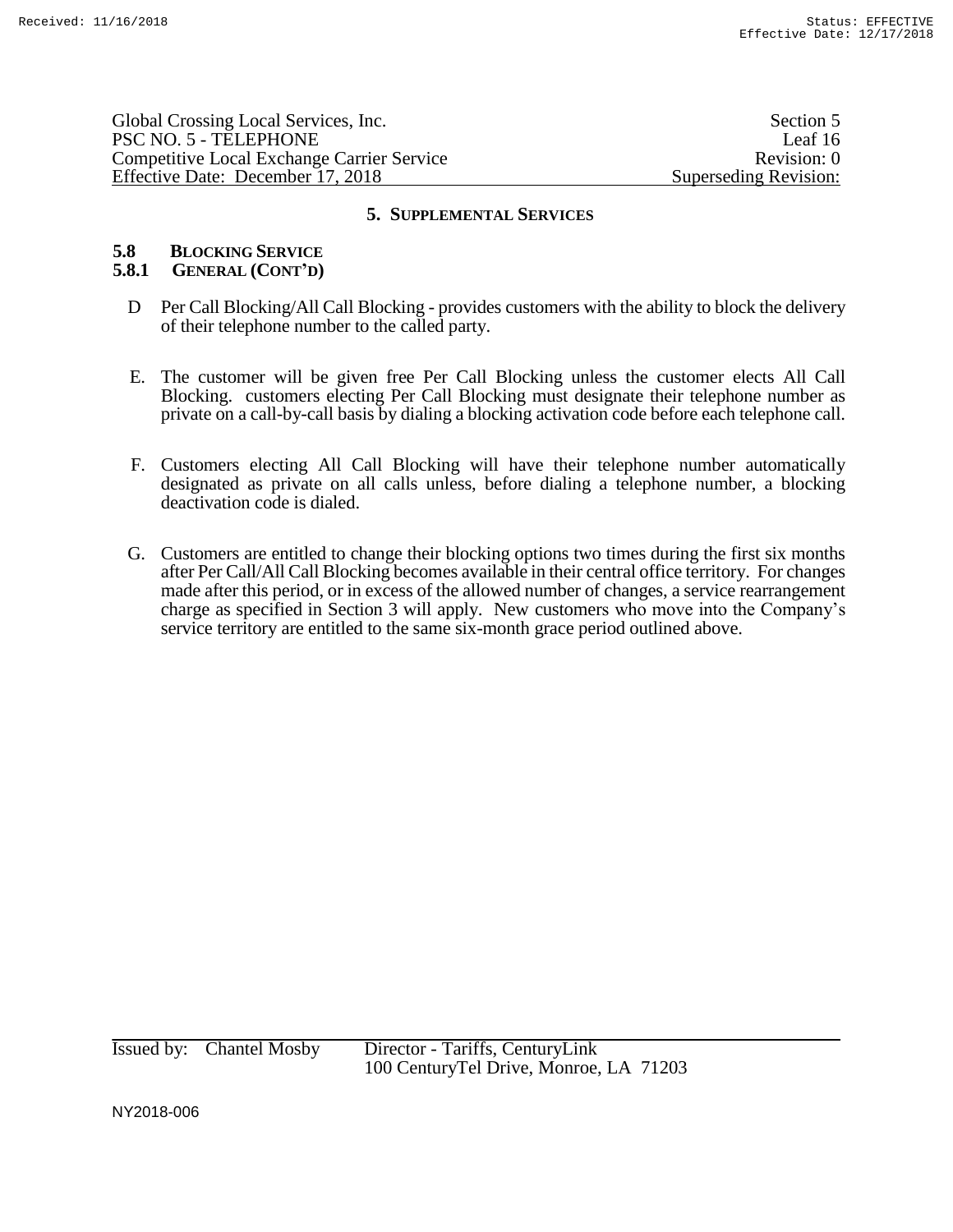## 5. SUPPLEMENTAL SERVICES

### 5.8 BLOCKING SERVICE

### 5.8.1 GENERAL (CONT'D)

D Per Call Blocking/All Call Blocking - provides customers with the ability to block the delivery of their telephone number to the called party.

E. The customer will be given free Per Call Blocking unless the customer elects All Call Blocking. customers electing Per Call Blocking must designate their telephone number as private on a call-by-call basis by dialing a blocking activation code before each telephone call.

F. Customers electing All Call Blocking will have their telephone number automatically designated as private on all calls unless, before dialing a telephone number, a blocking deactivation code is dialed.

G. Customers are entitled to change their blocking options two times during the first six months after Per Call/All Call Blocking becomes available in their central office territory. For changes made after this period, or in excess of the allowed number of changes, a service rearrangement charge as specified in Section 3 will apply. New customers who move into the Company's service territory are entitled to the same six-month grace period outlined above.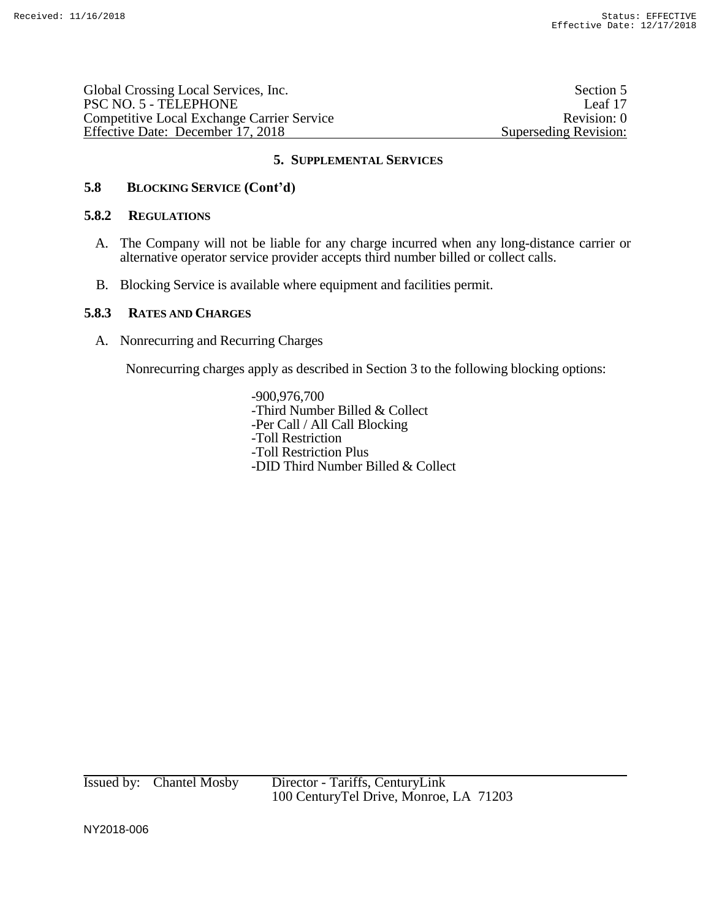## 5. SUPPLEMENTAL SERVICES

### 5.8 BLOCKING SERVICE (Cont'd)

### 5.8.2 REGULATIONS

A. The Company will not be liable for any charge incurred when any long-distance carrier or alternative operator service provider accepts third number billed or collect calls.

B. Blocking Service is available where equipment and facilities permit.

### 5.8.3 RATES AND CHARGES

A. Nonrecurring and Recurring Charges

Nonrecurring charges apply as described in Section 3 to the following blocking options:

- -900,976,700
- -Third Number Billed & Collect
- -Per Call / All Call Blocking
- -Toll Restriction
- -Toll Restriction Plus
- -DID Third Number Billed & Collect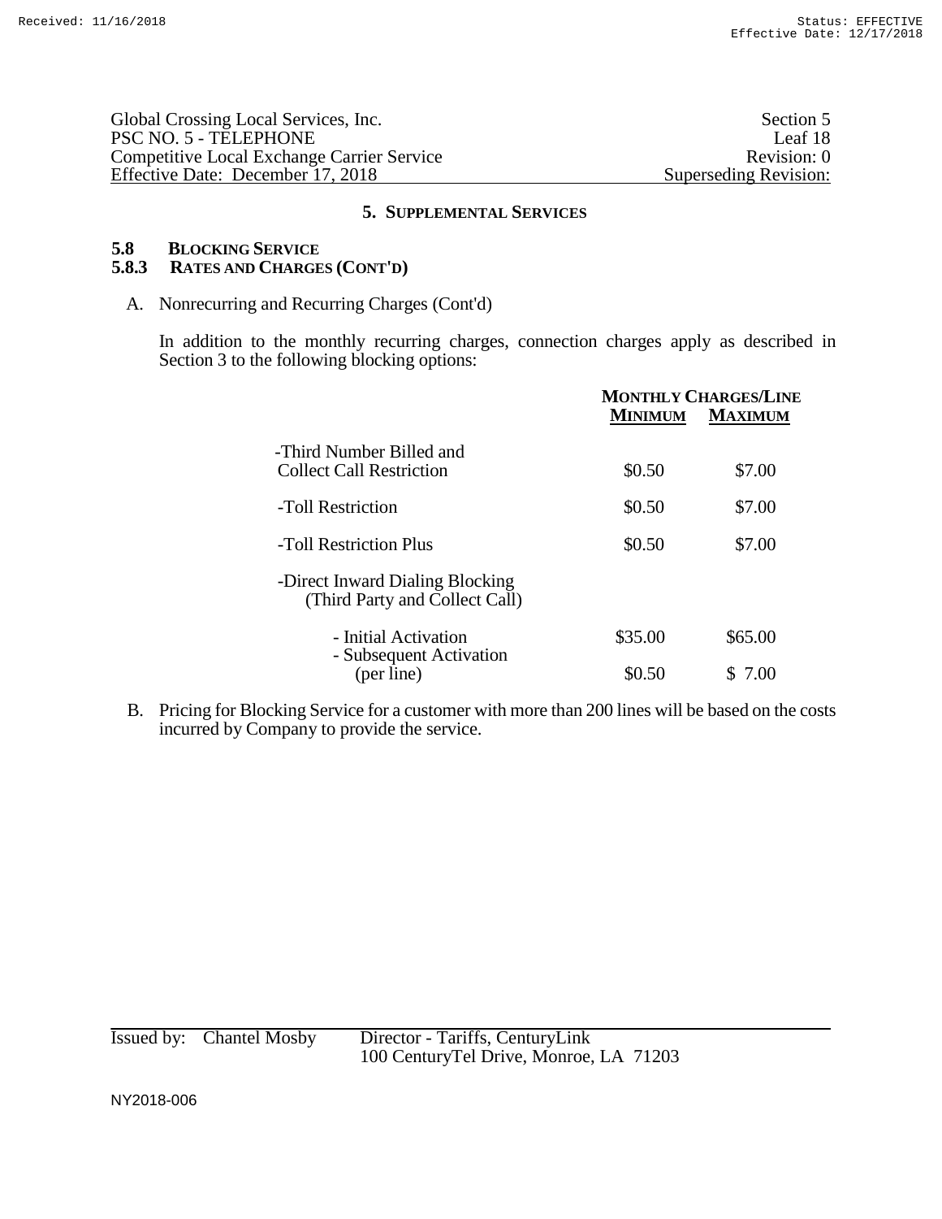## 5. SUPPLEMENTAL SERVICES

### 5.8 BLOCKING SERVICE

### 5.8.3 RATES AND CHARGES (CONT'D)

A. Nonrecurring and Recurring Charges (Cont'd)

In addition to the monthly recurring charges, connection charges apply as described in Section 3 to the following blocking options:

| | MONTHLY CHARGES/LINE | |
|---|---|---|
| | MINIMUM | MAXIMUM |
| -Third Number Billed and Collect Call Restriction | $0.50 | $7.00 |
| -Toll Restriction | $0.50 | $7.00 |
| -Toll Restriction Plus | $0.50 | $7.00 |
| -Direct Inward Dialing Blocking (Third Party and Collect Call) | | |
| - Initial Activation | $35.00 | $65.00 |
| - Subsequent Activation (per line) | $0.50 | $ 7.00 |

B. Pricing for Blocking Service for a customer with more than 200 lines will be based on the costs incurred by Company to provide the service.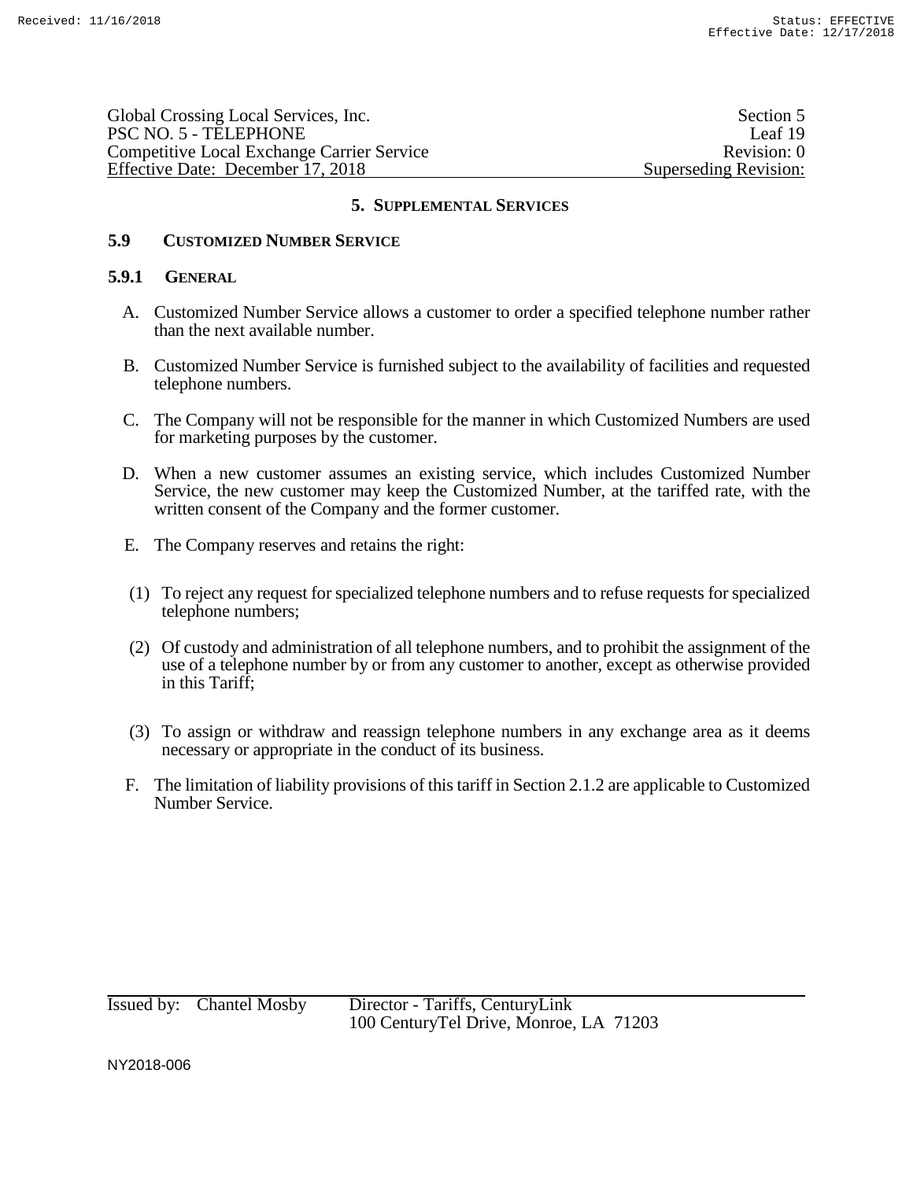## 5. SUPPLEMENTAL SERVICES

### 5.9 CUSTOMIZED NUMBER SERVICE

#### 5.9.1 GENERAL

A. Customized Number Service allows a customer to order a specified telephone number rather than the next available number.

B. Customized Number Service is furnished subject to the availability of facilities and requested telephone numbers.

C. The Company will not be responsible for the manner in which Customized Numbers are used for marketing purposes by the customer.

D. When a new customer assumes an existing service, which includes Customized Number Service, the new customer may keep the Customized Number, at the tariffed rate, with the written consent of the Company and the former customer.

E. The Company reserves and retains the right:

(1) To reject any request for specialized telephone numbers and to refuse requests for specialized telephone numbers;

(2) Of custody and administration of all telephone numbers, and to prohibit the assignment of the use of a telephone number by or from any customer to another, except as otherwise provided in this Tariff;

(3) To assign or withdraw and reassign telephone numbers in any exchange area as it deems necessary or appropriate in the conduct of its business.

F. The limitation of liability provisions of this tariff in Section 2.1.2 are applicable to Customized Number Service.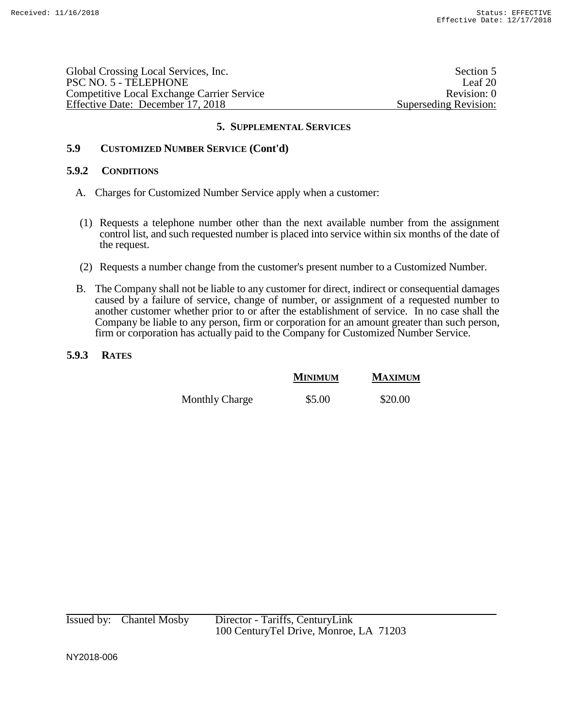## 5. Supplemental Services

### 5.9 Customized Number Service (Cont'd)

#### 5.9.2 Conditions

A. Charges for Customized Number Service apply when a customer:

(1) Requests a telephone number other than the next available number from the assignment control list, and such requested number is placed into service within six months of the date of the request.

(2) Requests a number change from the customer's present number to a Customized Number.

B. The Company shall not be liable to any customer for direct, indirect or consequential damages caused by a failure of service, change of number, or assignment of a requested number to another customer whether prior to or after the establishment of service. In no case shall the Company be liable to any person, firm or corporation for an amount greater than such person, firm or corporation has actually paid to the Company for Customized Number Service.

#### 5.9.3 Rates

| | Minimum | Maximum |
|---|---|---|
| Monthly Charge | $5.00 | $20.00 |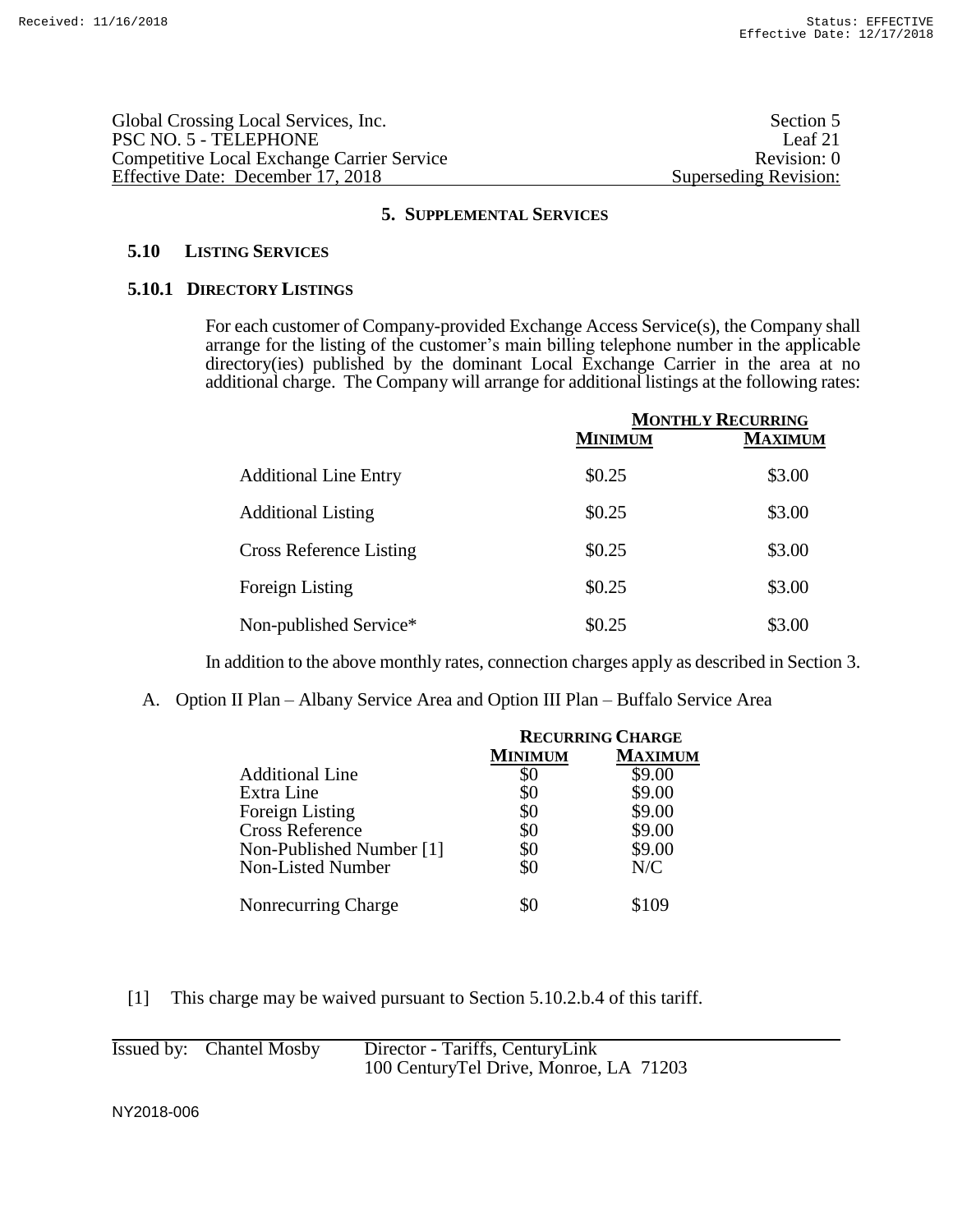## 5. SUPPLEMENTAL SERVICES

### 5.10 LISTING SERVICES

### 5.10.1 DIRECTORY LISTINGS

For each customer of Company-provided Exchange Access Service(s), the Company shall arrange for the listing of the customer's main billing telephone number in the applicable directory(ies) published by the dominant Local Exchange Carrier in the area at no additional charge. The Company will arrange for additional listings at the following rates:

| | MONTHLY RECURRING | |
|---|---|---|
| | MINIMUM | MAXIMUM |
| Additional Line Entry | \$0.25 | \$3.00 |
| Additional Listing | \$0.25 | \$3.00 |
| Cross Reference Listing | \$0.25 | \$3.00 |
| Foreign Listing | \$0.25 | \$3.00 |
| Non-published Service* | \$0.25 | \$3.00 |

In addition to the above monthly rates, connection charges apply as described in Section 3.

A. Option II Plan – Albany Service Area and Option III Plan – Buffalo Service Area

| | RECURRING CHARGE | |
|---|---|---|
| | MINIMUM | MAXIMUM |
| Additional Line | \$0 | \$9.00 |
| Extra Line | \$0 | \$9.00 |
| Foreign Listing | \$0 | \$9.00 |
| Cross Reference | \$0 | \$9.00 |
| Non-Published Number [1] | \$0 | \$9.00 |
| Non-Listed Number | \$0 | N/C |
| Nonrecurring Charge | \$0 | \$109 |

[1] This charge may be waived pursuant to Section 5.10.2.b.4 of this tariff.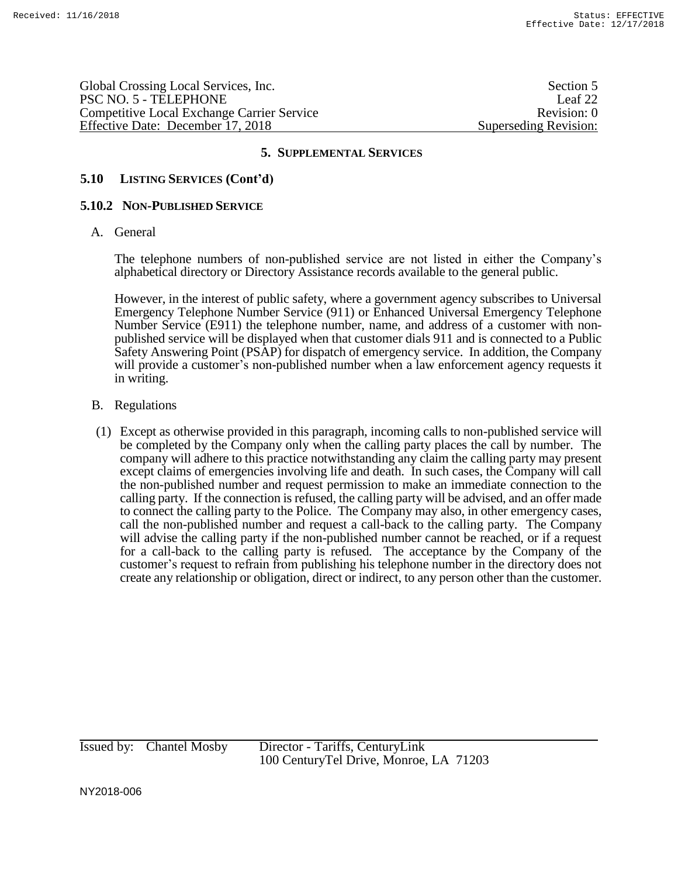## 5. SUPPLEMENTAL SERVICES

### 5.10 LISTING SERVICES (Cont'd)

#### 5.10.2 NON-PUBLISHED SERVICE

A. General

The telephone numbers of non-published service are not listed in either the Company's alphabetical directory or Directory Assistance records available to the general public.

However, in the interest of public safety, where a government agency subscribes to Universal Emergency Telephone Number Service (911) or Enhanced Universal Emergency Telephone Number Service (E911) the telephone number, name, and address of a customer with non-published service will be displayed when that customer dials 911 and is connected to a Public Safety Answering Point (PSAP) for dispatch of emergency service. In addition, the Company will provide a customer's non-published number when a law enforcement agency requests it in writing.

B. Regulations

(1) Except as otherwise provided in this paragraph, incoming calls to non-published service will be completed by the Company only when the calling party places the call by number. The company will adhere to this practice notwithstanding any claim the calling party may present except claims of emergencies involving life and death. In such cases, the Company will call the non-published number and request permission to make an immediate connection to the calling party. If the connection is refused, the calling party will be advised, and an offer made to connect the calling party to the Police. The Company may also, in other emergency cases, call the non-published number and request a call-back to the calling party. The Company will advise the calling party if the non-published number cannot be reached, or if a request for a call-back to the calling party is refused. The acceptance by the Company of the customer's request to refrain from publishing his telephone number in the directory does not create any relationship or obligation, direct or indirect, to any person other than the customer.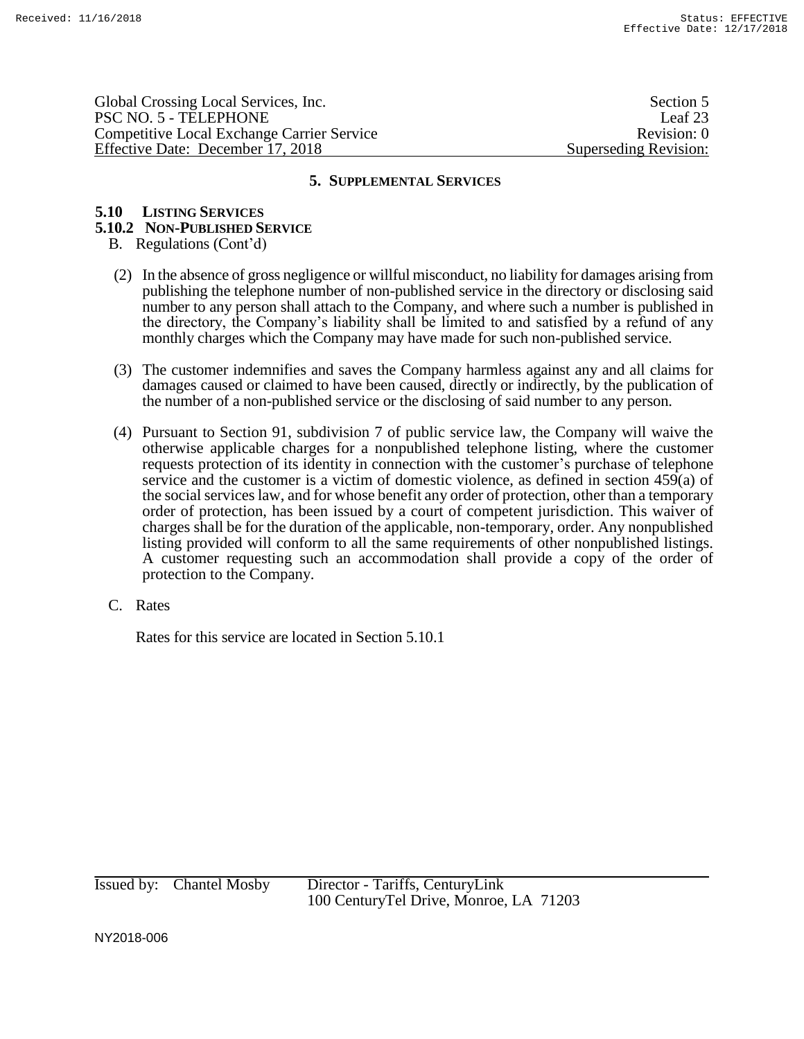## 5. Supplemental Services

### 5.10 Listing Services

#### 5.10.2 Non-Published Service

B. Regulations (Cont'd)

(2) In the absence of gross negligence or willful misconduct, no liability for damages arising from publishing the telephone number of non-published service in the directory or disclosing said number to any person shall attach to the Company, and where such a number is published in the directory, the Company's liability shall be limited to and satisfied by a refund of any monthly charges which the Company may have made for such non-published service.

(3) The customer indemnifies and saves the Company harmless against any and all claims for damages caused or claimed to have been caused, directly or indirectly, by the publication of the number of a non-published service or the disclosing of said number to any person.

(4) Pursuant to Section 91, subdivision 7 of public service law, the Company will waive the otherwise applicable charges for a nonpublished telephone listing, where the customer requests protection of its identity in connection with the customer's purchase of telephone service and the customer is a victim of domestic violence, as defined in section 459(a) of the social services law, and for whose benefit any order of protection, other than a temporary order of protection, has been issued by a court of competent jurisdiction. This waiver of charges shall be for the duration of the applicable, non-temporary, order. Any nonpublished listing provided will conform to all the same requirements of other nonpublished listings. A customer requesting such an accommodation shall provide a copy of the order of protection to the Company.

C. Rates

Rates for this service are located in Section 5.10.1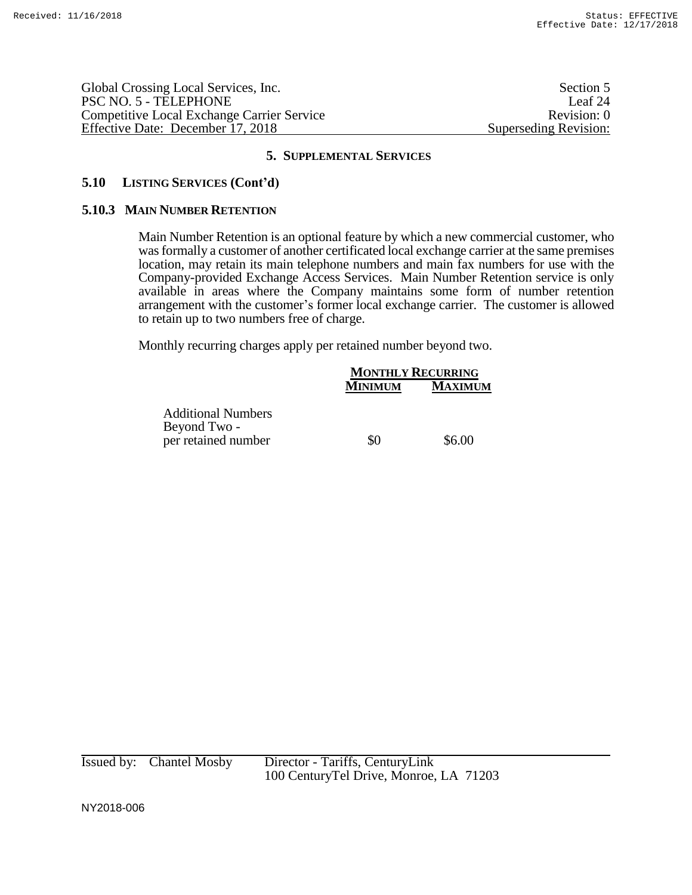## 5. SUPPLEMENTAL SERVICES

### 5.10 LISTING SERVICES (Cont'd)

### 5.10.3 MAIN NUMBER RETENTION

Main Number Retention is an optional feature by which a new commercial customer, who was formally a customer of another certificated local exchange carrier at the same premises location, may retain its main telephone numbers and main fax numbers for use with the Company-provided Exchange Access Services. Main Number Retention service is only available in areas where the Company maintains some form of number retention arrangement with the customer's former local exchange carrier. The customer is allowed to retain up to two numbers free of charge.

Monthly recurring charges apply per retained number beyond two.

| | MONTHLY RECURRING | |
|---|---|---|
| | MINIMUM | MAXIMUM |
| Additional Numbers Beyond Two - per retained number | $0 | $6.00 |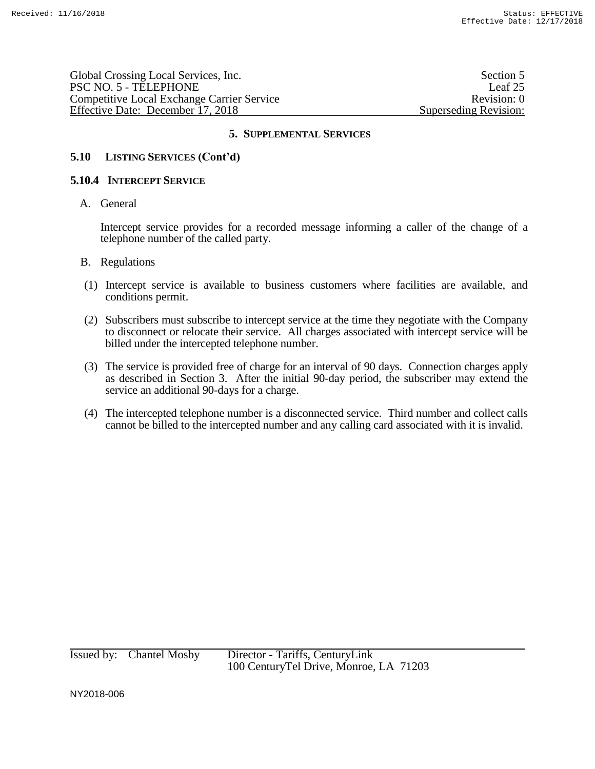## 5. SUPPLEMENTAL SERVICES

### 5.10 LISTING SERVICES (Cont'd)

#### 5.10.4 INTERCEPT SERVICE

A. General

Intercept service provides for a recorded message informing a caller of the change of a telephone number of the called party.

B. Regulations

(1) Intercept service is available to business customers where facilities are available, and conditions permit.

(2) Subscribers must subscribe to intercept service at the time they negotiate with the Company to disconnect or relocate their service. All charges associated with intercept service will be billed under the intercepted telephone number.

(3) The service is provided free of charge for an interval of 90 days. Connection charges apply as described in Section 3. After the initial 90-day period, the subscriber may extend the service an additional 90-days for a charge.

(4) The intercepted telephone number is a disconnected service. Third number and collect calls cannot be billed to the intercepted number and any calling card associated with it is invalid.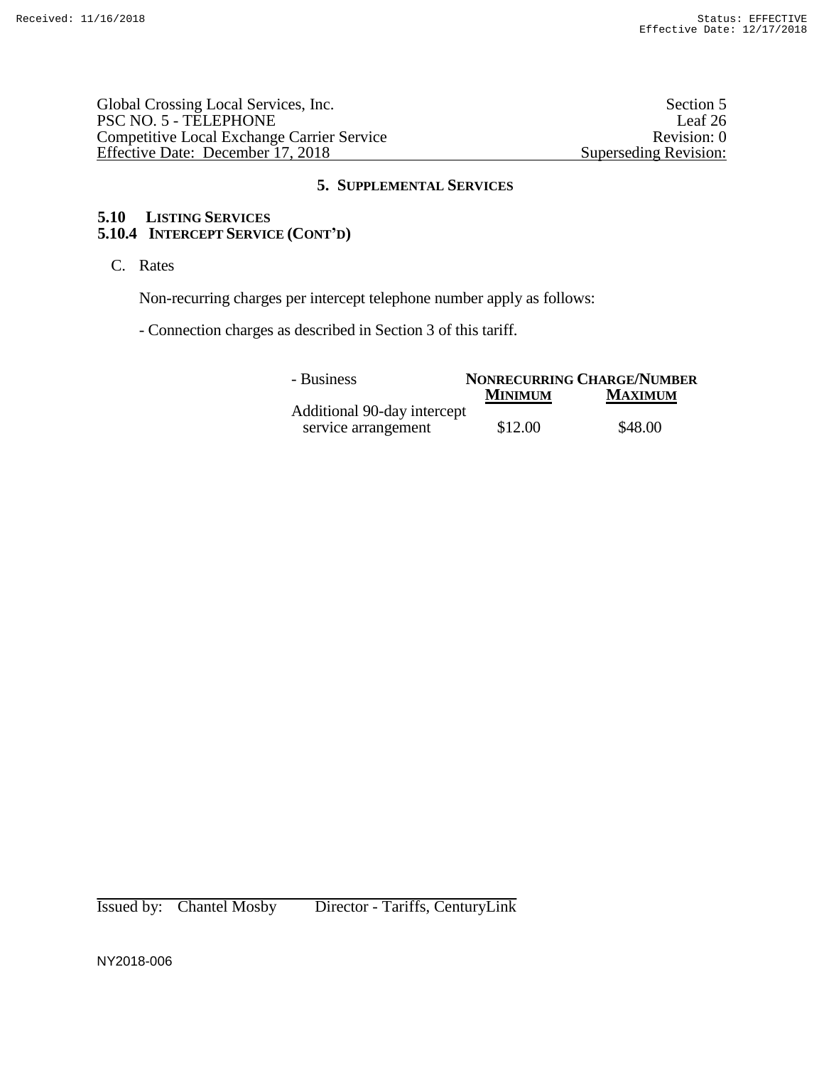## 5. SUPPLEMENTAL SERVICES

### 5.10 LISTING SERVICES

### 5.10.4 INTERCEPT SERVICE (CONT'D)

C. Rates

Non-recurring charges per intercept telephone number apply as follows:

- Connection charges as described in Section 3 of this tariff.

| - Business | NONRECURRING CHARGE/NUMBER | |
|---|---|---|
| | MINIMUM | MAXIMUM |
| Additional 90-day intercept service arrangement | $12.00 | $48.00 |

Issued by: Chantel Mosby Director - Tariffs, CenturyLink

NY2018-006